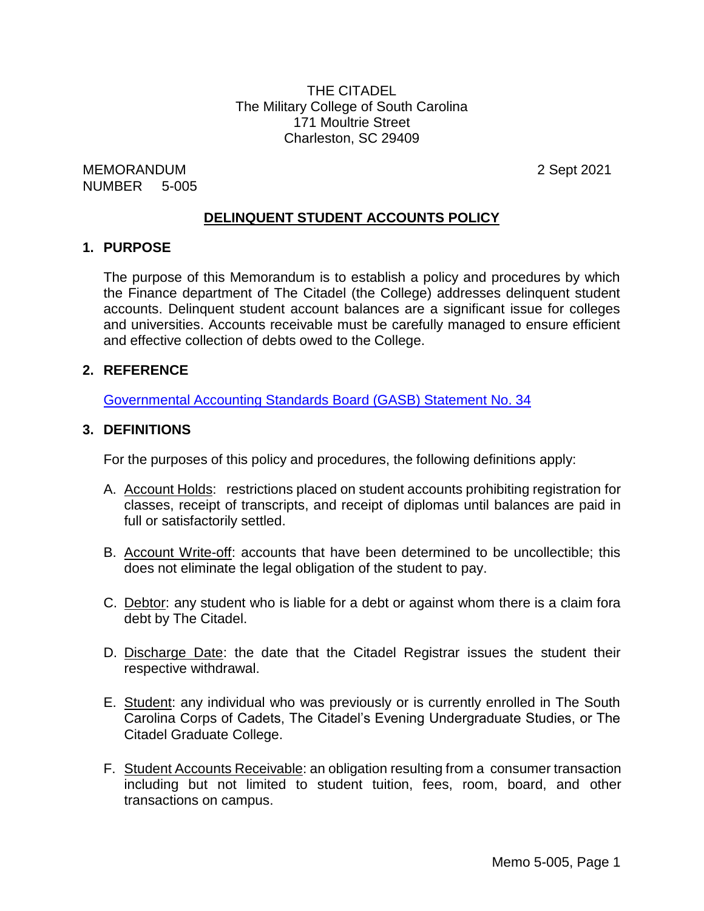THE CITADEL
The Military College of South Carolina
171 Moultrie Street
Charleston, SC 29409

MEMORANDUM
NUMBER 5-005

2 Sept 2021

## DELINQUENT STUDENT ACCOUNTS POLICY

### 1. PURPOSE

The purpose of this Memorandum is to establish a policy and procedures by which the Finance department of The Citadel (the College) addresses delinquent student accounts. Delinquent student account balances are a significant issue for colleges and universities. Accounts receivable must be carefully managed to ensure efficient and effective collection of debts owed to the College.

### 2. REFERENCE

[Governmental Accounting Standards Board (GASB) Statement No. 34]

### 3. DEFINITIONS

For the purposes of this policy and procedures, the following definitions apply:

A. Account Holds: restrictions placed on student accounts prohibiting registration for classes, receipt of transcripts, and receipt of diplomas until balances are paid in full or satisfactorily settled.

B. Account Write-off: accounts that have been determined to be uncollectible; this does not eliminate the legal obligation of the student to pay.

C. Debtor: any student who is liable for a debt or against whom there is a claim fora debt by The Citadel.

D. Discharge Date: the date that the Citadel Registrar issues the student their respective withdrawal.

E. Student: any individual who was previously or is currently enrolled in The South Carolina Corps of Cadets, The Citadel's Evening Undergraduate Studies, or The Citadel Graduate College.

F. Student Accounts Receivable: an obligation resulting from a consumer transaction including but not limited to student tuition, fees, room, board, and other transactions on campus.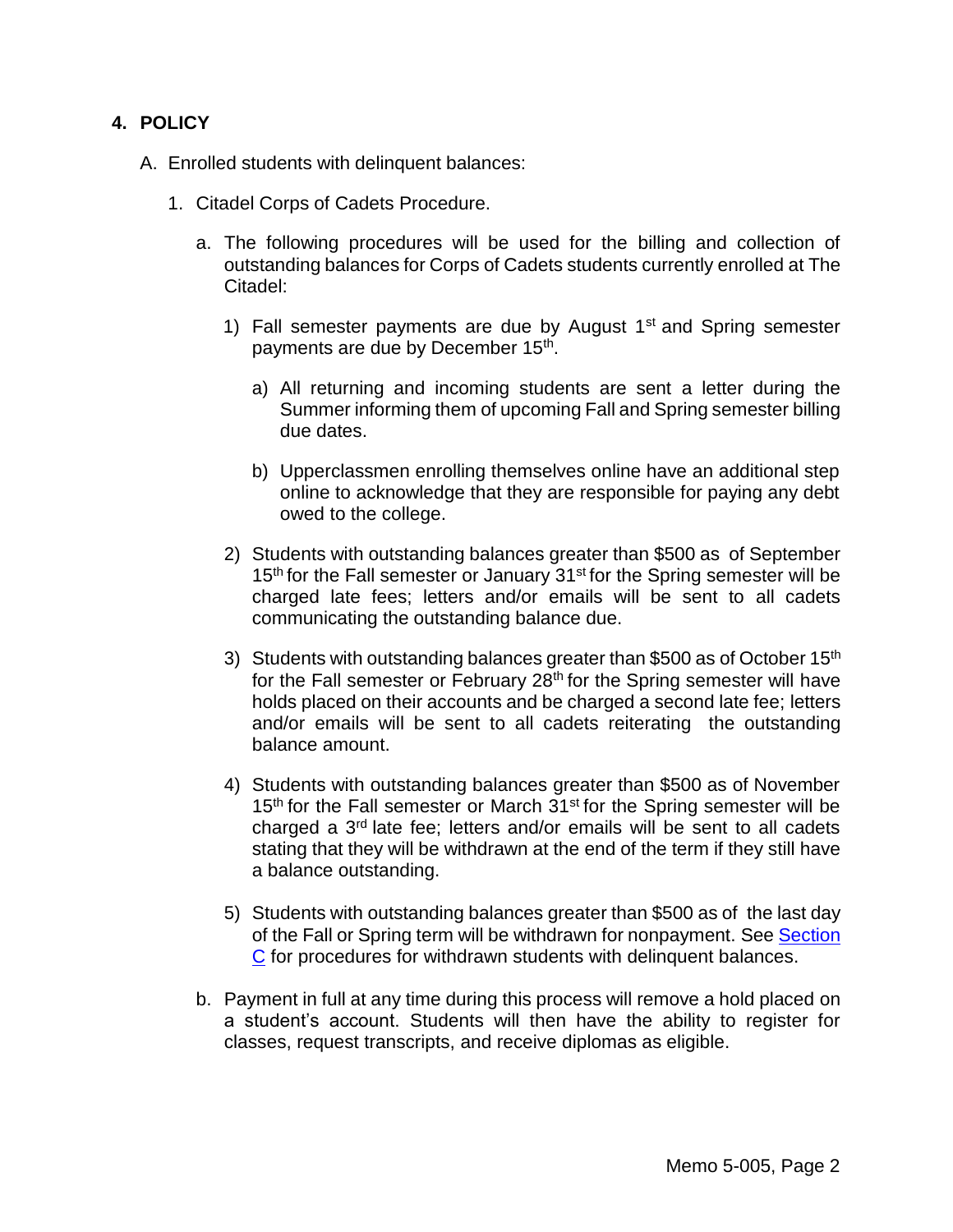## 4. POLICY

A. Enrolled students with delinquent balances:

1. Citadel Corps of Cadets Procedure.

   a. The following procedures will be used for the billing and collection of outstanding balances for Corps of Cadets students currently enrolled at The Citadel:

      1) Fall semester payments are due by August 1st and Spring semester payments are due by December 15th.

         a) All returning and incoming students are sent a letter during the Summer informing them of upcoming Fall and Spring semester billing due dates.

         b) Upperclassmen enrolling themselves online have an additional step online to acknowledge that they are responsible for paying any debt owed to the college.

      2) Students with outstanding balances greater than $500 as of September 15th for the Fall semester or January 31st for the Spring semester will be charged late fees; letters and/or emails will be sent to all cadets communicating the outstanding balance due.

      3) Students with outstanding balances greater than $500 as of October 15th for the Fall semester or February 28th for the Spring semester will have holds placed on their accounts and be charged a second late fee; letters and/or emails will be sent to all cadets reiterating the outstanding balance amount.

      4) Students with outstanding balances greater than $500 as of November 15th for the Fall semester or March 31st for the Spring semester will be charged a 3rd late fee; letters and/or emails will be sent to all cadets stating that they will be withdrawn at the end of the term if they still have a balance outstanding.

      5) Students with outstanding balances greater than $500 as of the last day of the Fall or Spring term will be withdrawn for nonpayment. See Section C for procedures for withdrawn students with delinquent balances.

   b. Payment in full at any time during this process will remove a hold placed on a student's account. Students will then have the ability to register for classes, request transcripts, and receive diplomas as eligible.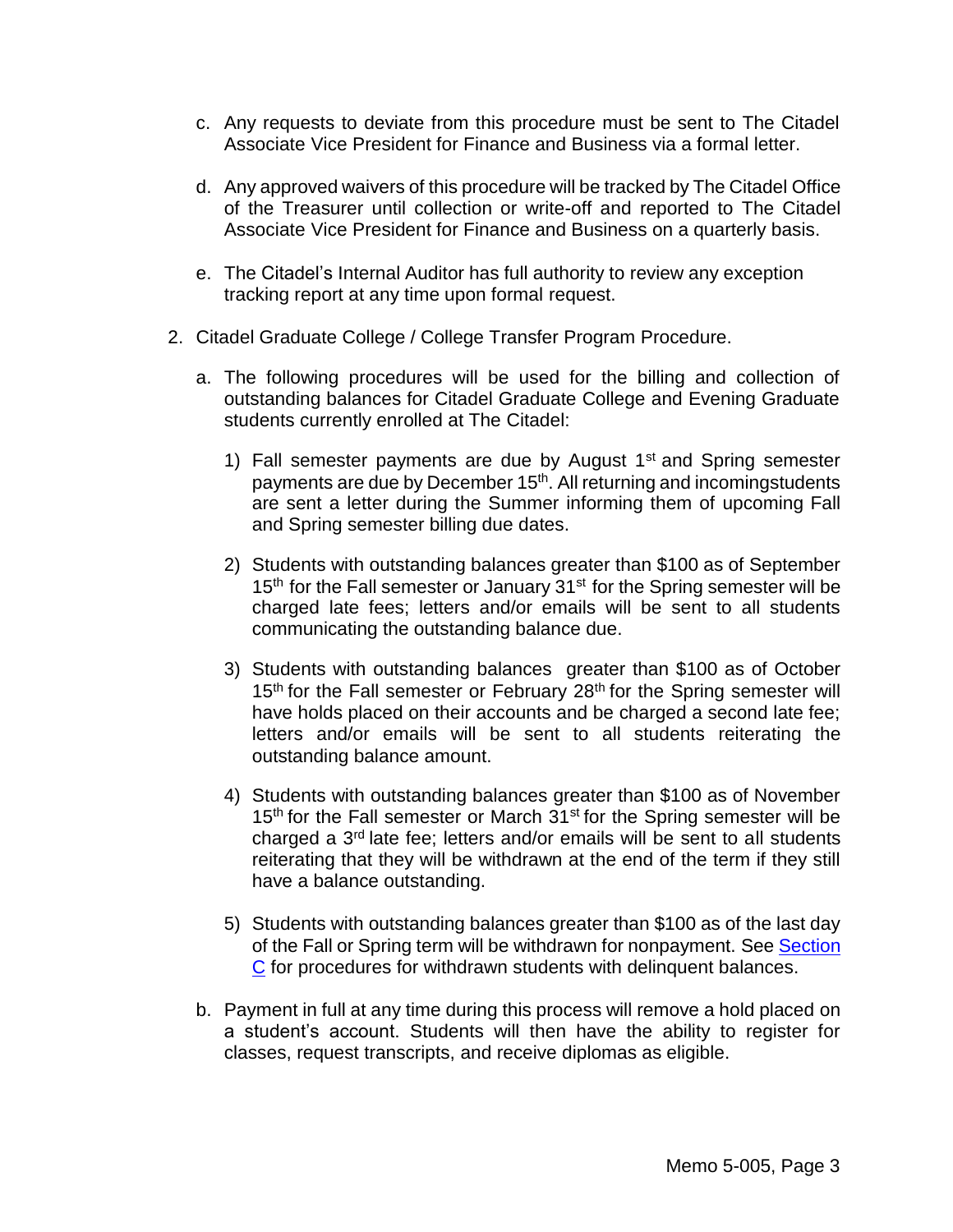c. Any requests to deviate from this procedure must be sent to The Citadel Associate Vice President for Finance and Business via a formal letter.

d. Any approved waivers of this procedure will be tracked by The Citadel Office of the Treasurer until collection or write-off and reported to The Citadel Associate Vice President for Finance and Business on a quarterly basis.

e. The Citadel's Internal Auditor has full authority to review any exception tracking report at any time upon formal request.

2. Citadel Graduate College / College Transfer Program Procedure.

   a. The following procedures will be used for the billing and collection of outstanding balances for Citadel Graduate College and Evening Graduate students currently enrolled at The Citadel:

      1) Fall semester payments are due by August 1st and Spring semester payments are due by December 15th. All returning and incomingstudents are sent a letter during the Summer informing them of upcoming Fall and Spring semester billing due dates.

      2) Students with outstanding balances greater than $100 as of September 15th for the Fall semester or January 31st for the Spring semester will be charged late fees; letters and/or emails will be sent to all students communicating the outstanding balance due.

      3) Students with outstanding balances greater than $100 as of October 15th for the Fall semester or February 28th for the Spring semester will have holds placed on their accounts and be charged a second late fee; letters and/or emails will be sent to all students reiterating the outstanding balance amount.

      4) Students with outstanding balances greater than $100 as of November 15th for the Fall semester or March 31st for the Spring semester will be charged a 3rd late fee; letters and/or emails will be sent to all students reiterating that they will be withdrawn at the end of the term if they still have a balance outstanding.

      5) Students with outstanding balances greater than $100 as of the last day of the Fall or Spring term will be withdrawn for nonpayment. See Section C for procedures for withdrawn students with delinquent balances.

   b. Payment in full at any time during this process will remove a hold placed on a student's account. Students will then have the ability to register for classes, request transcripts, and receive diplomas as eligible.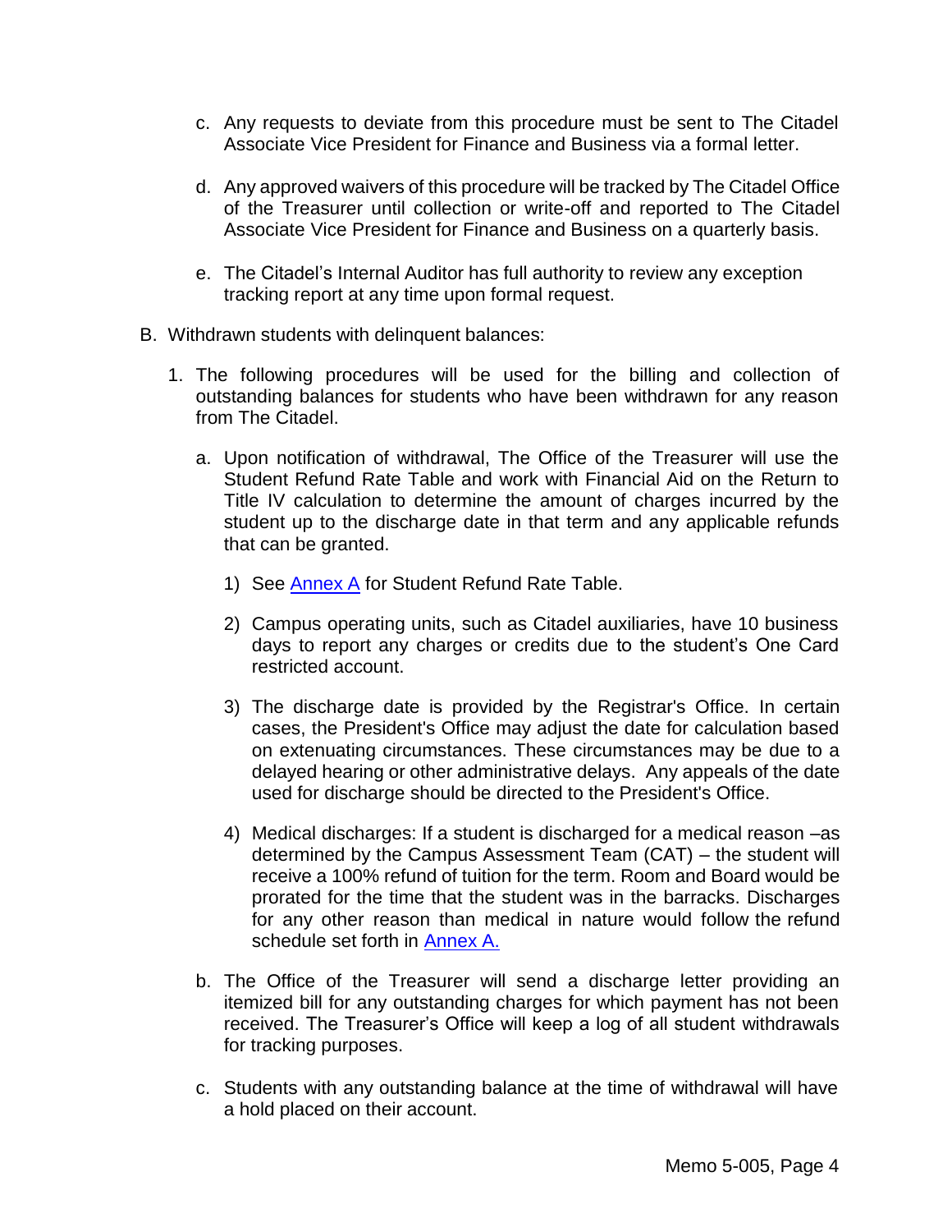c. Any requests to deviate from this procedure must be sent to The Citadel Associate Vice President for Finance and Business via a formal letter.

d. Any approved waivers of this procedure will be tracked by The Citadel Office of the Treasurer until collection or write-off and reported to The Citadel Associate Vice President for Finance and Business on a quarterly basis.

e. The Citadel's Internal Auditor has full authority to review any exception tracking report at any time upon formal request.

B. Withdrawn students with delinquent balances:

1. The following procedures will be used for the billing and collection of outstanding balances for students who have been withdrawn for any reason from The Citadel.

   a. Upon notification of withdrawal, The Office of the Treasurer will use the Student Refund Rate Table and work with Financial Aid on the Return to Title IV calculation to determine the amount of charges incurred by the student up to the discharge date in that term and any applicable refunds that can be granted.

      1) See Annex A for Student Refund Rate Table.

      2) Campus operating units, such as Citadel auxiliaries, have 10 business days to report any charges or credits due to the student's One Card restricted account.

      3) The discharge date is provided by the Registrar's Office. In certain cases, the President's Office may adjust the date for calculation based on extenuating circumstances. These circumstances may be due to a delayed hearing or other administrative delays. Any appeals of the date used for discharge should be directed to the President's Office.

      4) Medical discharges: If a student is discharged for a medical reason –as determined by the Campus Assessment Team (CAT) – the student will receive a 100% refund of tuition for the term. Room and Board would be prorated for the time that the student was in the barracks. Discharges for any other reason than medical in nature would follow the refund schedule set forth in Annex A.

   b. The Office of the Treasurer will send a discharge letter providing an itemized bill for any outstanding charges for which payment has not been received. The Treasurer's Office will keep a log of all student withdrawals for tracking purposes.

   c. Students with any outstanding balance at the time of withdrawal will have a hold placed on their account.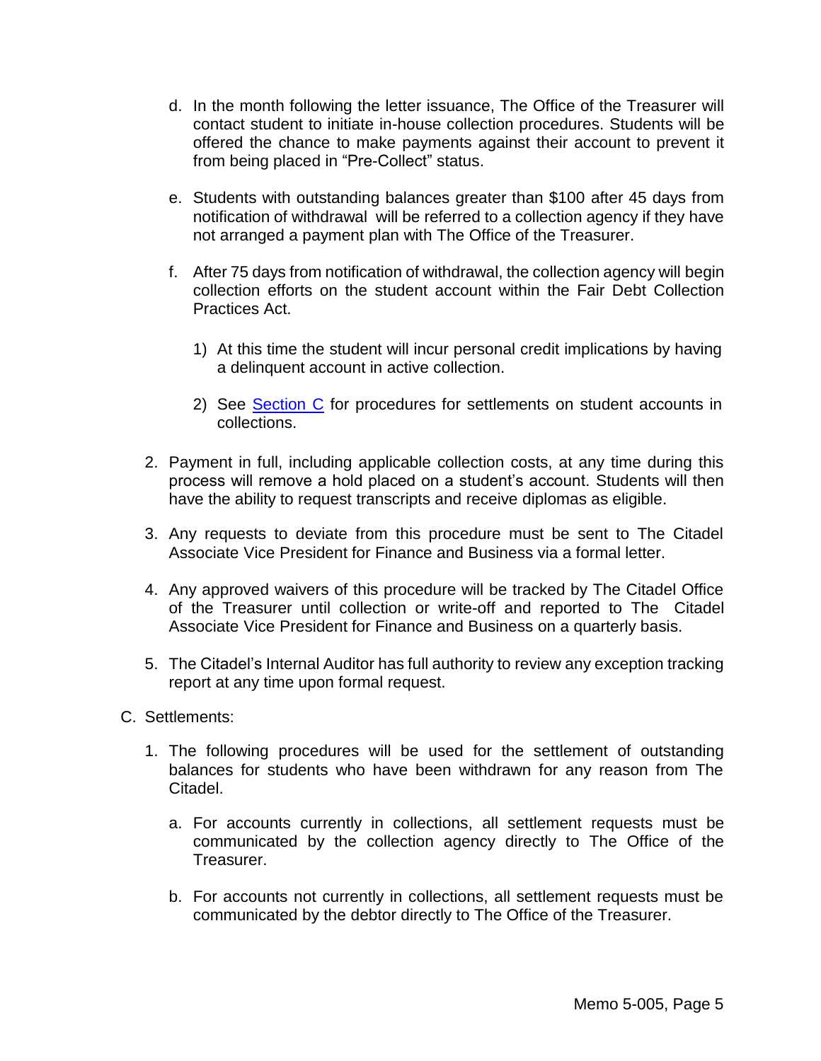d. In the month following the letter issuance, The Office of the Treasurer will contact student to initiate in-house collection procedures. Students will be offered the chance to make payments against their account to prevent it from being placed in "Pre-Collect" status.

e. Students with outstanding balances greater than $100 after 45 days from notification of withdrawal will be referred to a collection agency if they have not arranged a payment plan with The Office of the Treasurer.

f. After 75 days from notification of withdrawal, the collection agency will begin collection efforts on the student account within the Fair Debt Collection Practices Act.

   1) At this time the student will incur personal credit implications by having a delinquent account in active collection.

   2) See Section C for procedures for settlements on student accounts in collections.

2. Payment in full, including applicable collection costs, at any time during this process will remove a hold placed on a student's account. Students will then have the ability to request transcripts and receive diplomas as eligible.

3. Any requests to deviate from this procedure must be sent to The Citadel Associate Vice President for Finance and Business via a formal letter.

4. Any approved waivers of this procedure will be tracked by The Citadel Office of the Treasurer until collection or write-off and reported to The Citadel Associate Vice President for Finance and Business on a quarterly basis.

5. The Citadel's Internal Auditor has full authority to review any exception tracking report at any time upon formal request.

C. Settlements:

1. The following procedures will be used for the settlement of outstanding balances for students who have been withdrawn for any reason from The Citadel.

   a. For accounts currently in collections, all settlement requests must be communicated by the collection agency directly to The Office of the Treasurer.

   b. For accounts not currently in collections, all settlement requests must be communicated by the debtor directly to The Office of the Treasurer.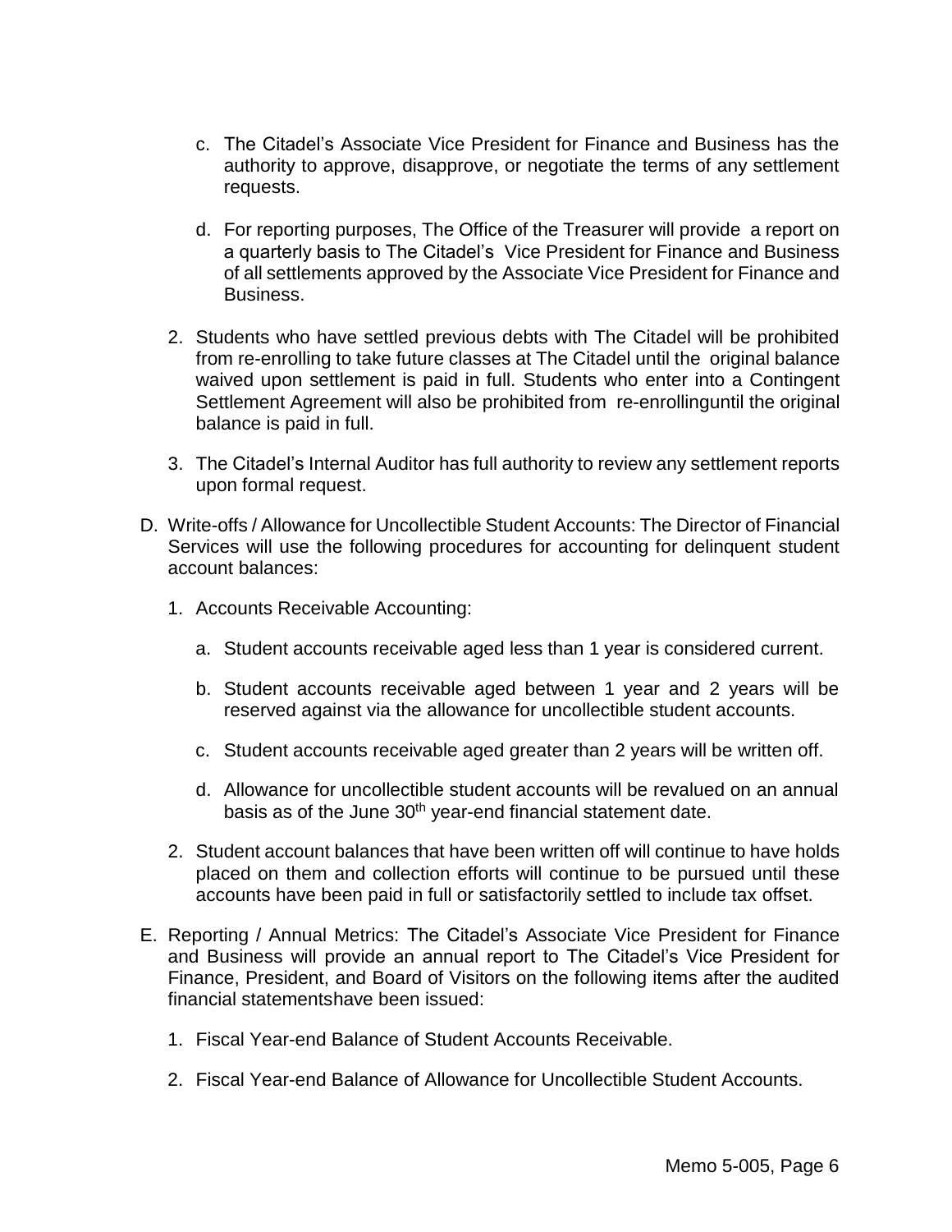c. The Citadel's Associate Vice President for Finance and Business has the authority to approve, disapprove, or negotiate the terms of any settlement requests.

  d. For reporting purposes, The Office of the Treasurer will provide a report on a quarterly basis to The Citadel's Vice President for Finance and Business of all settlements approved by the Associate Vice President for Finance and Business.

2. Students who have settled previous debts with The Citadel will be prohibited from re-enrolling to take future classes at The Citadel until the original balance waived upon settlement is paid in full. Students who enter into a Contingent Settlement Agreement will also be prohibited from re-enrollinguntil the original balance is paid in full.

3. The Citadel's Internal Auditor has full authority to review any settlement reports upon formal request.

D. Write-offs / Allowance for Uncollectible Student Accounts: The Director of Financial Services will use the following procedures for accounting for delinquent student account balances:

  1. Accounts Receivable Accounting:

     a. Student accounts receivable aged less than 1 year is considered current.

     b. Student accounts receivable aged between 1 year and 2 years will be reserved against via the allowance for uncollectible student accounts.

     c. Student accounts receivable aged greater than 2 years will be written off.

     d. Allowance for uncollectible student accounts will be revalued on an annual basis as of the June 30th year-end financial statement date.

  2. Student account balances that have been written off will continue to have holds placed on them and collection efforts will continue to be pursued until these accounts have been paid in full or satisfactorily settled to include tax offset.

E. Reporting / Annual Metrics: The Citadel's Associate Vice President for Finance and Business will provide an annual report to The Citadel's Vice President for Finance, President, and Board of Visitors on the following items after the audited financial statementshave been issued:

  1. Fiscal Year-end Balance of Student Accounts Receivable.

  2. Fiscal Year-end Balance of Allowance for Uncollectible Student Accounts.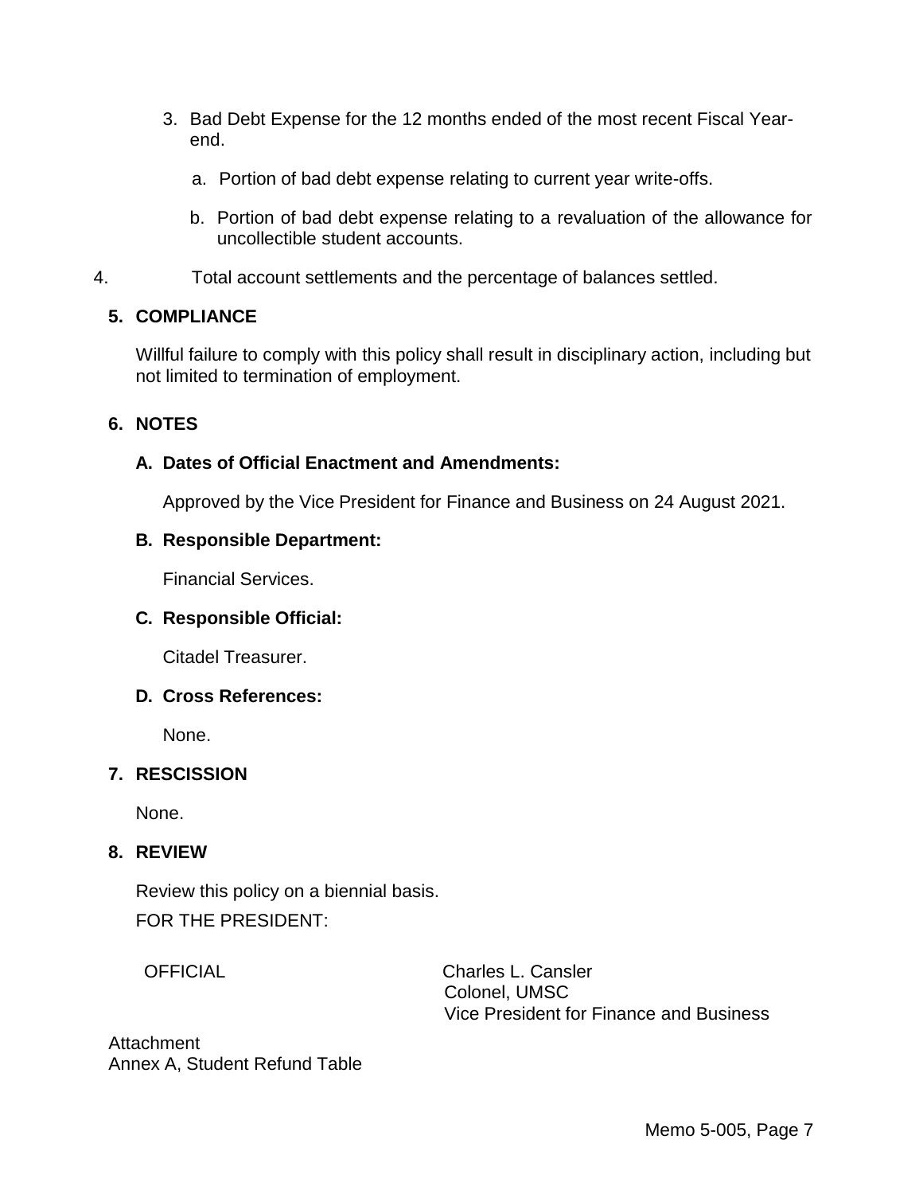3. Bad Debt Expense for the 12 months ended of the most recent Fiscal Year-end.

   a. Portion of bad debt expense relating to current year write-offs.

   b. Portion of bad debt expense relating to a revaluation of the allowance for uncollectible student accounts.

4. Total account settlements and the percentage of balances settled.

## 5. COMPLIANCE

Willful failure to comply with this policy shall result in disciplinary action, including but not limited to termination of employment.

## 6. NOTES

### A. Dates of Official Enactment and Amendments:

Approved by the Vice President for Finance and Business on 24 August 2021.

### B. Responsible Department:

Financial Services.

### C. Responsible Official:

Citadel Treasurer.

### D. Cross References:

None.

## 7. RESCISSION

None.

## 8. REVIEW

Review this policy on a biennial basis.

FOR THE PRESIDENT:

OFFICIAL

Charles L. Cansler
Colonel, UMSC
Vice President for Finance and Business

Attachment
Annex A, Student Refund Table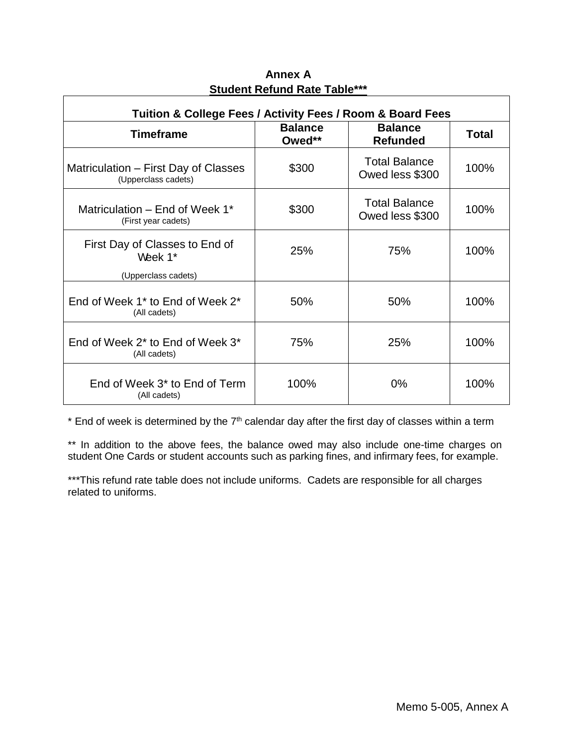**Annex A**

**Student Refund Rate Table*****

| Tuition & College Fees / Activity Fees / Room & Board Fees | | | |
|---|---|---|---|
| **Timeframe** | **Balance Owed**** | **Balance Refunded** | **Total** |
| Matriculation – First Day of Classes (Upperclass cadets) | $300 | Total Balance Owed less $300 | 100% |
| Matriculation – End of Week 1* (First year cadets) | $300 | Total Balance Owed less $300 | 100% |
| First Day of Classes to End of Week 1* (Upperclass cadets) | 25% | 75% | 100% |
| End of Week 1* to End of Week 2* (All cadets) | 50% | 50% | 100% |
| End of Week 2* to End of Week 3* (All cadets) | 75% | 25% | 100% |
| End of Week 3* to End of Term (All cadets) | 100% | 0% | 100% |

* End of week is determined by the 7th calendar day after the first day of classes within a term

** In addition to the above fees, the balance owed may also include one-time charges on student One Cards or student accounts such as parking fines, and infirmary fees, for example.

***This refund rate table does not include uniforms. Cadets are responsible for all charges related to uniforms.

Memo 5-005, Annex A